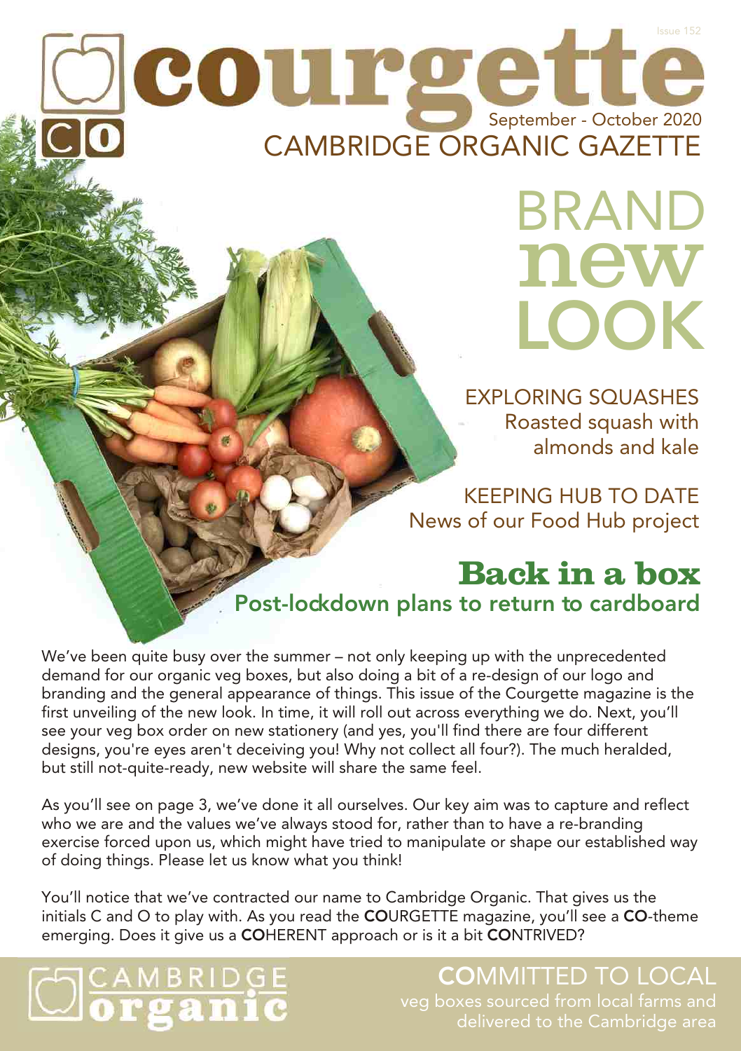# courgette

Issue 152

September - October 2020

CAMBRIDGE ORGANIC GAZETTE

## BRAND new LOOK

EXPLORING SQUASHES
Roasted squash with almonds and kale

KEEPING HUB TO DATE
News of our Food Hub project

## Back in a box

### Post-lockdown plans to return to cardboard

We've been quite busy over the summer – not only keeping up with the unprecedented demand for our organic veg boxes, but also doing a bit of a re-design of our logo and branding and the general appearance of things. This issue of the Courgette magazine is the first unveiling of the new look. In time, it will roll out across everything we do. Next, you'll see your veg box order on new stationery (and yes, you'll find there are four different designs, you're eyes aren't deceiving you! Why not collect all four?). The much heralded, but still not-quite-ready, new website will share the same feel.

As you'll see on page 3, we've done it all ourselves. Our key aim was to capture and reflect who we are and the values we've always stood for, rather than to have a re-branding exercise forced upon us, which might have tried to manipulate or shape our established way of doing things. Please let us know what you think!

You'll notice that we've contracted our name to Cambridge Organic. That gives us the initials C and O to play with. As you read the **CO**URGETTE magazine, you'll see a **CO**-theme emerging. Does it give us a **CO**HERENT approach or is it a bit **CO**NTRIVED?

CAMBRIDGE organic

**CO**MMITTED TO LOCAL
veg boxes sourced from local farms and delivered to the Cambridge area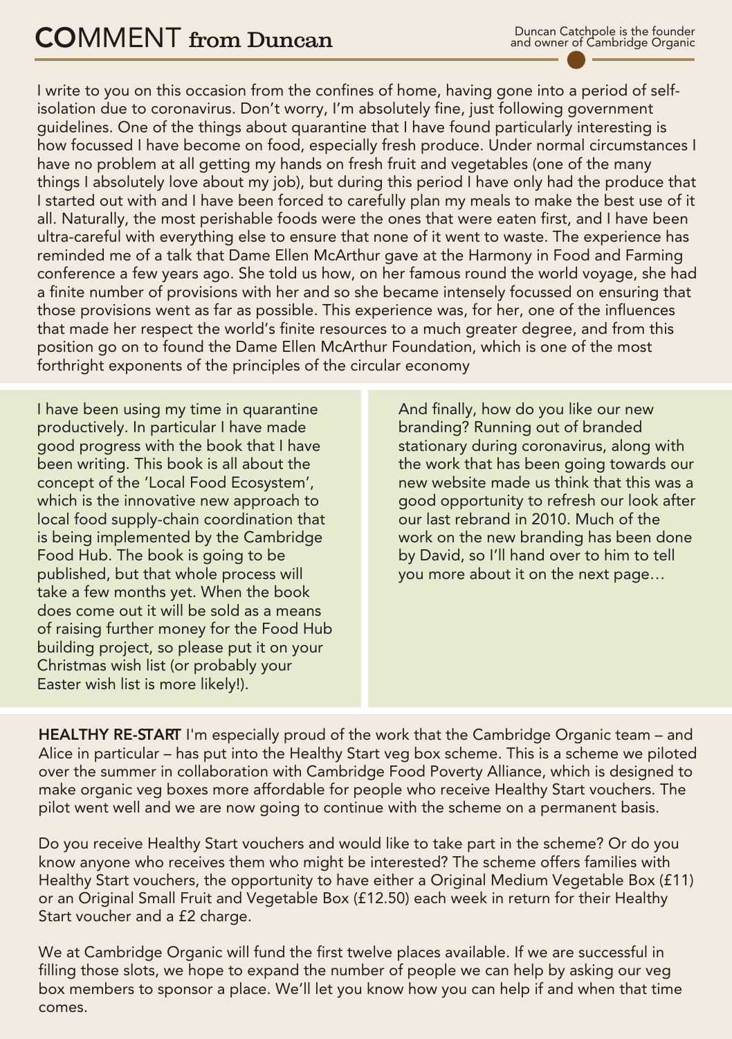# COMMENT from Duncan

Duncan Catchpole is the founder and owner of Cambridge Organic

I write to you on this occasion from the confines of home, having gone into a period of self-isolation due to coronavirus. Don't worry, I'm absolutely fine, just following government guidelines. One of the things about quarantine that I have found particularly interesting is how focussed I have become on food, especially fresh produce. Under normal circumstances I have no problem at all getting my hands on fresh fruit and vegetables (one of the many things I absolutely love about my job), but during this period I have only had the produce that I started out with and I have been forced to carefully plan my meals to make the best use of it all. Naturally, the most perishable foods were the ones that were eaten first, and I have been ultra-careful with everything else to ensure that none of it went to waste. The experience has reminded me of a talk that Dame Ellen McArthur gave at the Harmony in Food and Farming conference a few years ago. She told us how, on her famous round the world voyage, she had a finite number of provisions with her and so she became intensely focussed on ensuring that those provisions went as far as possible. This experience was, for her, one of the influences that made her respect the world's finite resources to a much greater degree, and from this position go on to found the Dame Ellen McArthur Foundation, which is one of the most forthright exponents of the principles of the circular economy

I have been using my time in quarantine productively. In particular I have made good progress with the book that I have been writing. This book is all about the concept of the 'Local Food Ecosystem', which is the innovative new approach to local food supply-chain coordination that is being implemented by the Cambridge Food Hub. The book is going to be published, but that whole process will take a few months yet. When the book does come out it will be sold as a means of raising further money for the Food Hub building project, so please put it on your Christmas wish list (or probably your Easter wish list is more likely!).

And finally, how do you like our new branding? Running out of branded stationary during coronavirus, along with the work that has been going towards our new website made us think that this was a good opportunity to refresh our look after our last rebrand in 2010. Much of the work on the new branding has been done by David, so I'll hand over to him to tell you more about it on the next page…

**HEALTHY RE-START** I'm especially proud of the work that the Cambridge Organic team – and Alice in particular – has put into the Healthy Start veg box scheme. This is a scheme we piloted over the summer in collaboration with Cambridge Food Poverty Alliance, which is designed to make organic veg boxes more affordable for people who receive Healthy Start vouchers. The pilot went well and we are now going to continue with the scheme on a permanent basis.

Do you receive Healthy Start vouchers and would like to take part in the scheme? Or do you know anyone who receives them who might be interested? The scheme offers families with Healthy Start vouchers, the opportunity to have either a Original Medium Vegetable Box (£11) or an Original Small Fruit and Vegetable Box (£12.50) each week in return for their Healthy Start voucher and a £2 charge.

We at Cambridge Organic will fund the first twelve places available. If we are successful in filling those slots, we hope to expand the number of people we can help by asking our veg box members to sponsor a place. We'll let you know how you can help if and when that time comes.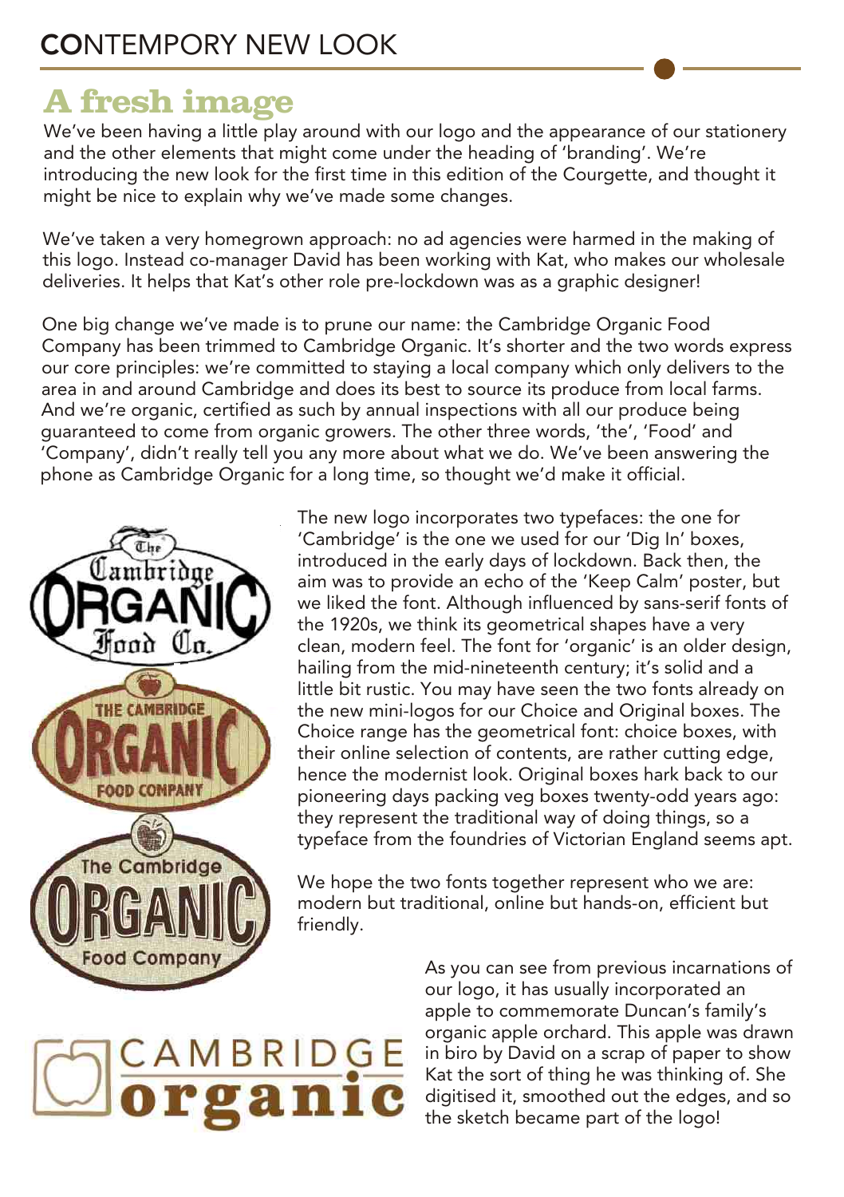# CONTEMPORY NEW LOOK

## A fresh image

We've been having a little play around with our logo and the appearance of our stationery and the other elements that might come under the heading of 'branding'. We're introducing the new look for the first time in this edition of the Courgette, and thought it might be nice to explain why we've made some changes.

We've taken a very homegrown approach: no ad agencies were harmed in the making of this logo. Instead co-manager David has been working with Kat, who makes our wholesale deliveries. It helps that Kat's other role pre-lockdown was as a graphic designer!

One big change we've made is to prune our name: the Cambridge Organic Food Company has been trimmed to Cambridge Organic. It's shorter and the two words express our core principles: we're committed to staying a local company which only delivers to the area in and around Cambridge and does its best to source its produce from local farms. And we're organic, certified as such by annual inspections with all our produce being guaranteed to come from organic growers. The other three words, 'the', 'Food' and 'Company', didn't really tell you any more about what we do. We've been answering the phone as Cambridge Organic for a long time, so thought we'd make it official.

The new logo incorporates two typefaces: the one for 'Cambridge' is the one we used for our 'Dig In' boxes, introduced in the early days of lockdown. Back then, the aim was to provide an echo of the 'Keep Calm' poster, but we liked the font. Although influenced by sans-serif fonts of the 1920s, we think its geometrical shapes have a very clean, modern feel. The font for 'organic' is an older design, hailing from the mid-nineteenth century; it's solid and a little bit rustic. You may have seen the two fonts already on the new mini-logos for our Choice and Original boxes. The Choice range has the geometrical font: choice boxes, with their online selection of contents, are rather cutting edge, hence the modernist look. Original boxes hark back to our pioneering days packing veg boxes twenty-odd years ago: they represent the traditional way of doing things, so a typeface from the foundries of Victorian England seems apt.

We hope the two fonts together represent who we are: modern but traditional, online but hands-on, efficient but friendly.

As you can see from previous incarnations of our logo, it has usually incorporated an apple to commemorate Duncan's family's organic apple orchard. This apple was drawn in biro by David on a scrap of paper to show Kat the sort of thing he was thinking of. She digitised it, smoothed out the edges, and so the sketch became part of the logo!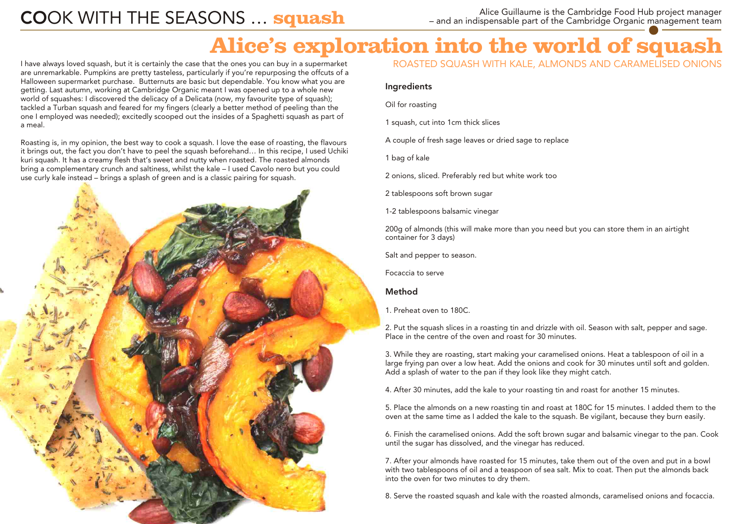# COOK WITH THE SEASONS … squash

Alice Guillaume is the Cambridge Food Hub project manager – and an indispensable part of the Cambridge Organic management team

## Alice's exploration into the world of squash

I have always loved squash, but it is certainly the case that the ones you can buy in a supermarket are unremarkable. Pumpkins are pretty tasteless, particularly if you're repurposing the offcuts of a Halloween supermarket purchase.  Butternuts are basic but dependable. You know what you are getting. Last autumn, working at Cambridge Organic meant I was opened up to a whole new world of squashes: I discovered the delicacy of a Delicata (now, my favourite type of squash); tackled a Turban squash and feared for my fingers (clearly a better method of peeling than the one I employed was needed); excitedly scooped out the insides of a Spaghetti squash as part of a meal.

Roasting is, in my opinion, the best way to cook a squash. I love the ease of roasting, the flavours it brings out, the fact you don't have to peel the squash beforehand… In this recipe, I used Uchiki kuri squash. It has a creamy flesh that's sweet and nutty when roasted. The roasted almonds bring a complementary crunch and saltiness, whilst the kale – I used Cavolo nero but you could use curly kale instead – brings a splash of green and is a classic pairing for squash.

### ROASTED SQUASH WITH KALE, ALMONDS AND CARAMELISED ONIONS

#### Ingredients

Oil for roasting

1 squash, cut into 1cm thick slices

A couple of fresh sage leaves or dried sage to replace

1 bag of kale

2 onions, sliced. Preferably red but white work too

2 tablespoons soft brown sugar

1-2 tablespoons balsamic vinegar

200g of almonds (this will make more than you need but you can store them in an airtight container for 3 days)

Salt and pepper to season.

Focaccia to serve

#### Method

1. Preheat oven to 180C.

2. Put the squash slices in a roasting tin and drizzle with oil. Season with salt, pepper and sage. Place in the centre of the oven and roast for 30 minutes.

3. While they are roasting, start making your caramelised onions. Heat a tablespoon of oil in a large frying pan over a low heat. Add the onions and cook for 30 minutes until soft and golden. Add a splash of water to the pan if they look like they might catch.

4. After 30 minutes, add the kale to your roasting tin and roast for another 15 minutes.

5. Place the almonds on a new roasting tin and roast at 180C for 15 minutes. I added them to the oven at the same time as I added the kale to the squash. Be vigilant, because they burn easily.

6. Finish the caramelised onions. Add the soft brown sugar and balsamic vinegar to the pan. Cook until the sugar has dissolved, and the vinegar has reduced.

7. After your almonds have roasted for 15 minutes, take them out of the oven and put in a bowl with two tablespoons of oil and a teaspoon of sea salt. Mix to coat. Then put the almonds back into the oven for two minutes to dry them.

8. Serve the roasted squash and kale with the roasted almonds, caramelised onions and focaccia.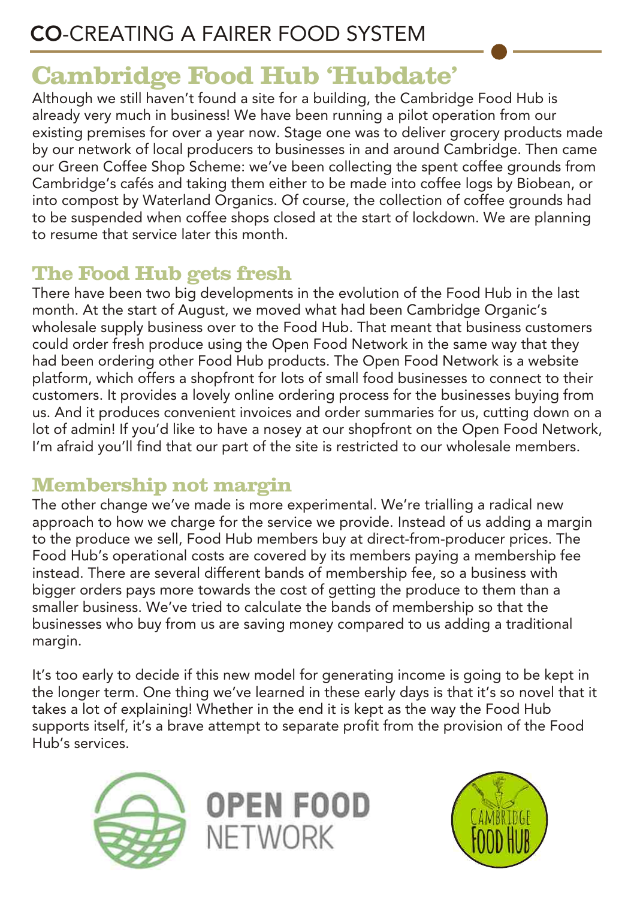# Cambridge Food Hub 'Hubdate'

Although we still haven't found a site for a building, the Cambridge Food Hub is already very much in business! We have been running a pilot operation from our existing premises for over a year now. Stage one was to deliver grocery products made by our network of local producers to businesses in and around Cambridge. Then came our Green Coffee Shop Scheme: we've been collecting the spent coffee grounds from Cambridge's cafés and taking them either to be made into coffee logs by Biobean, or into compost by Waterland Organics. Of course, the collection of coffee grounds had to be suspended when coffee shops closed at the start of lockdown. We are planning to resume that service later this month.

## The Food Hub gets fresh

There have been two big developments in the evolution of the Food Hub in the last month. At the start of August, we moved what had been Cambridge Organic's wholesale supply business over to the Food Hub. That meant that business customers could order fresh produce using the Open Food Network in the same way that they had been ordering other Food Hub products. The Open Food Network is a website platform, which offers a shopfront for lots of small food businesses to connect to their customers. It provides a lovely online ordering process for the businesses buying from us. And it produces convenient invoices and order summaries for us, cutting down on a lot of admin! If you'd like to have a nosey at our shopfront on the Open Food Network, I'm afraid you'll find that our part of the site is restricted to our wholesale members.

## Membership not margin

The other change we've made is more experimental. We're trialling a radical new approach to how we charge for the service we provide. Instead of us adding a margin to the produce we sell, Food Hub members buy at direct-from-producer prices. The Food Hub's operational costs are covered by its members paying a membership fee instead. There are several different bands of membership fee, so a business with bigger orders pays more towards the cost of getting the produce to them than a smaller business. We've tried to calculate the bands of membership so that the businesses who buy from us are saving money compared to us adding a traditional margin.

It's too early to decide if this new model for generating income is going to be kept in the longer term. One thing we've learned in these early days is that it's so novel that it takes a lot of explaining! Whether in the end it is kept as the way the Food Hub supports itself, it's a brave attempt to separate profit from the provision of the Food Hub's services.

OPEN FOOD NETWORK

CAMBRIDGE FOOD HUB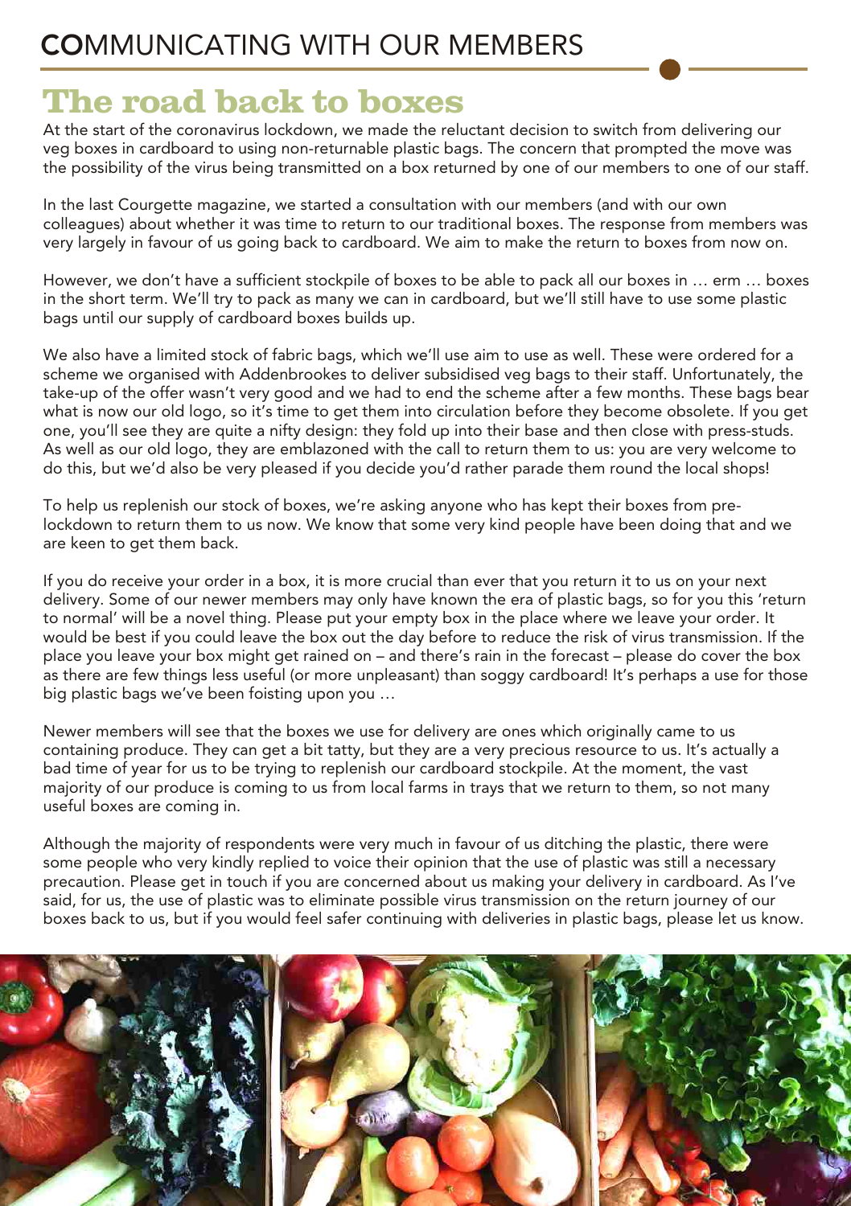# COMMUNICATING WITH OUR MEMBERS

## The road back to boxes

At the start of the coronavirus lockdown, we made the reluctant decision to switch from delivering our veg boxes in cardboard to using non-returnable plastic bags. The concern that prompted the move was the possibility of the virus being transmitted on a box returned by one of our members to one of our staff.

In the last Courgette magazine, we started a consultation with our members (and with our own colleagues) about whether it was time to return to our traditional boxes. The response from members was very largely in favour of us going back to cardboard. We aim to make the return to boxes from now on.

However, we don't have a sufficient stockpile of boxes to be able to pack all our boxes in … erm … boxes in the short term. We'll try to pack as many we can in cardboard, but we'll still have to use some plastic bags until our supply of cardboard boxes builds up.

We also have a limited stock of fabric bags, which we'll use aim to use as well. These were ordered for a scheme we organised with Addenbrookes to deliver subsidised veg bags to their staff. Unfortunately, the take-up of the offer wasn't very good and we had to end the scheme after a few months. These bags bear what is now our old logo, so it's time to get them into circulation before they become obsolete. If you get one, you'll see they are quite a nifty design: they fold up into their base and then close with press-studs. As well as our old logo, they are emblazoned with the call to return them to us: you are very welcome to do this, but we'd also be very pleased if you decide you'd rather parade them round the local shops!

To help us replenish our stock of boxes, we're asking anyone who has kept their boxes from pre-lockdown to return them to us now. We know that some very kind people have been doing that and we are keen to get them back.

If you do receive your order in a box, it is more crucial than ever that you return it to us on your next delivery. Some of our newer members may only have known the era of plastic bags, so for you this 'return to normal' will be a novel thing. Please put your empty box in the place where we leave your order. It would be best if you could leave the box out the day before to reduce the risk of virus transmission. If the place you leave your box might get rained on – and there's rain in the forecast – please do cover the box as there are few things less useful (or more unpleasant) than soggy cardboard! It's perhaps a use for those big plastic bags we've been foisting upon you …

Newer members will see that the boxes we use for delivery are ones which originally came to us containing produce. They can get a bit tatty, but they are a very precious resource to us. It's actually a bad time of year for us to be trying to replenish our cardboard stockpile. At the moment, the vast majority of our produce is coming to us from local farms in trays that we return to them, so not many useful boxes are coming in.

Although the majority of respondents were very much in favour of us ditching the plastic, there were some people who very kindly replied to voice their opinion that the use of plastic was still a necessary precaution. Please get in touch if you are concerned about us making your delivery in cardboard. As I've said, for us, the use of plastic was to eliminate possible virus transmission on the return journey of our boxes back to us, but if you would feel safer continuing with deliveries in plastic bags, please let us know.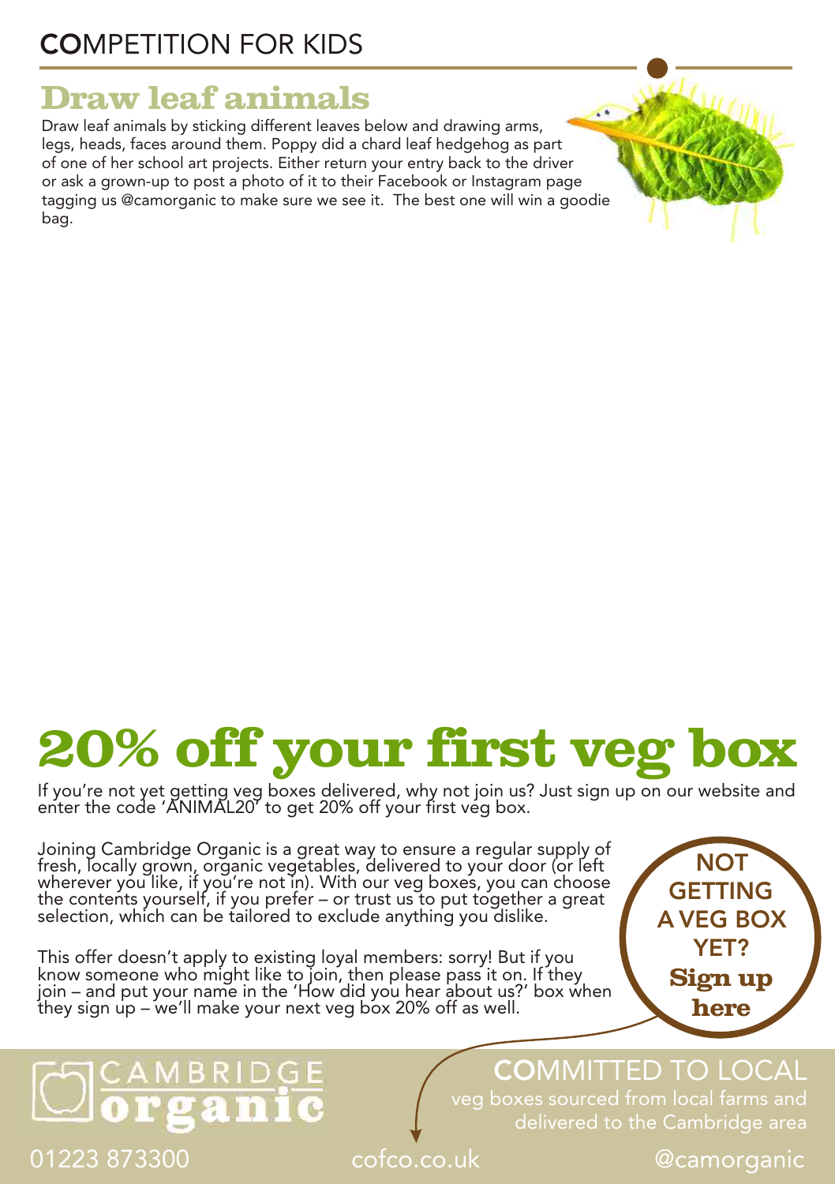# COMPETITION FOR KIDS

## Draw leaf animals

Draw leaf animals by sticking different leaves below and drawing arms, legs, heads, faces around them. Poppy did a chard leaf hedgehog as part of one of her school art projects. Either return your entry back to the driver or ask a grown-up to post a photo of it to their Facebook or Instagram page tagging us @camorganic to make sure we see it. The best one will win a goodie bag.

# 20% off your first veg box

If you're not yet getting veg boxes delivered, why not join us? Just sign up on our website and enter the code 'ANIMAL20' to get 20% off your first veg box.

Joining Cambridge Organic is a great way to ensure a regular supply of fresh, locally grown, organic vegetables, delivered to your door (or left wherever you like, if you're not in). With our veg boxes, you can choose the contents yourself, if you prefer – or trust us to put together a great selection, which can be tailored to exclude anything you dislike.

This offer doesn't apply to existing loyal members: sorry! But if you know someone who might like to join, then please pass it on. If they join – and put your name in the 'How did you hear about us?' box when they sign up – we'll make your next veg box 20% off as well.

NOT GETTING A VEG BOX YET? **Sign up here**

CAMBRIDGE organic

COMMITTED TO LOCAL
veg boxes sourced from local farms and delivered to the Cambridge area

01223 873300 cofco.co.uk @camorganic